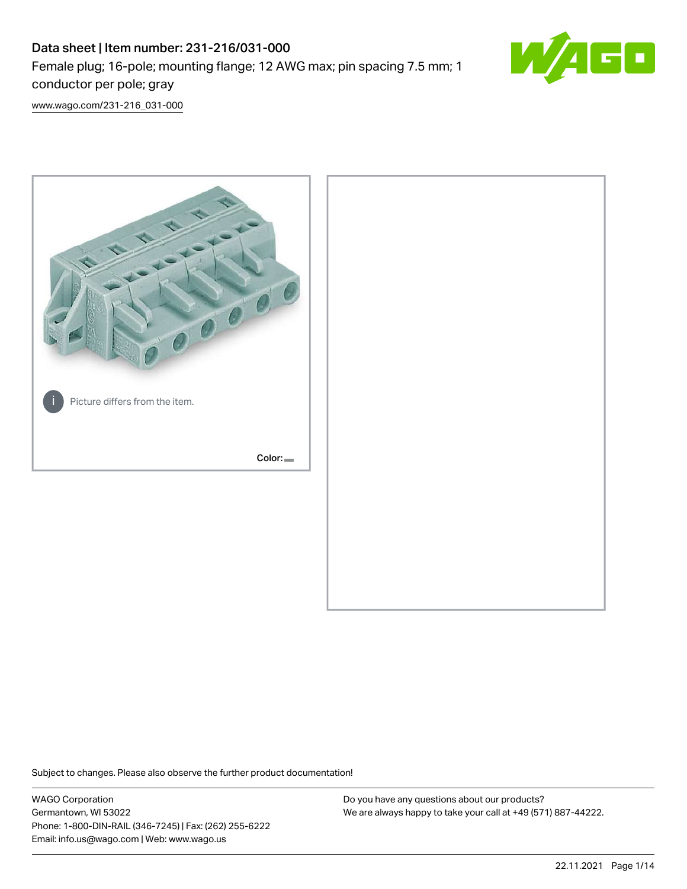# Data sheet | Item number: 231-216/031-000

Female plug; 16-pole; mounting flange; 12 AWG max; pin spacing 7.5 mm; 1 conductor per pole; gray

www.wago.com/231-216_031-000

Picture differs from the item.

Color:

Subject to changes. Please also observe the further product documentation!

WAGO Corporation
Germantown, WI 53022
Phone: 1-800-DIN-RAIL (346-7245) | Fax: (262) 255-6222
Email: info.us@wago.com | Web: www.wago.us

Do you have any questions about our products?
We are always happy to take your call at +49 (571) 887-44222.

22.11.2021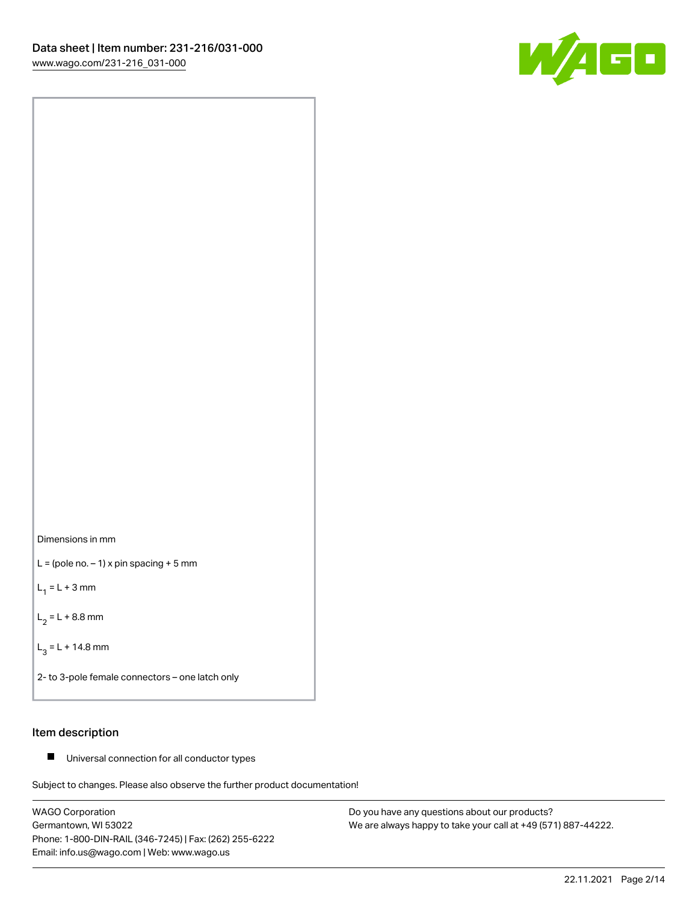Dimensions in mm

L = (pole no. – 1) x pin spacing + 5 mm

$L_1$ = L + 3 mm

$L_2$ = L + 8.8 mm

$L_3$ = L + 14.8 mm

2- to 3-pole female connectors – one latch only

## Item description

- Universal connection for all conductor types

Subject to changes. Please also observe the further product documentation!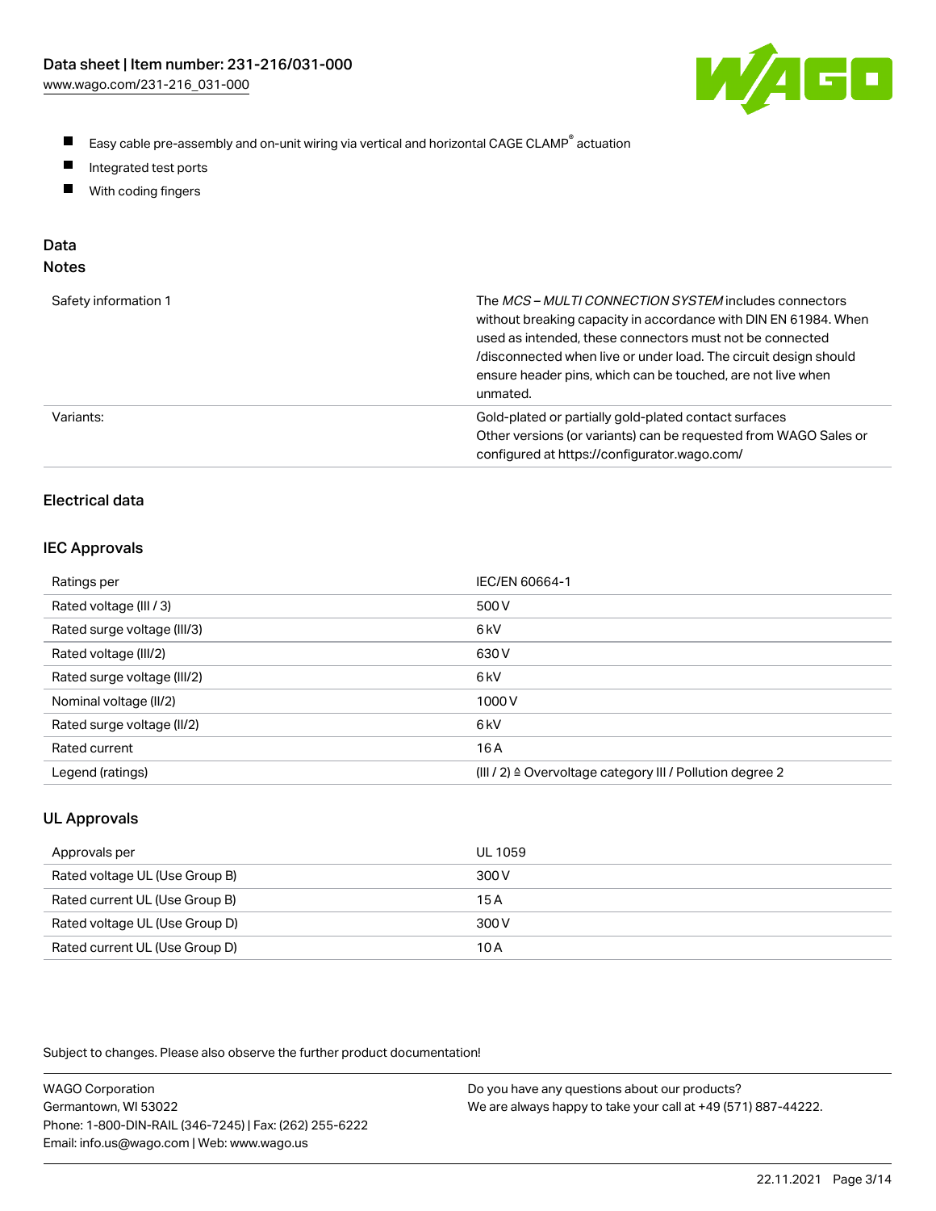- Easy cable pre-assembly and on-unit wiring via vertical and horizontal CAGE CLAMP® actuation
- Integrated test ports
- With coding fingers

## Data

### Notes

| | |
|---|---|
| Safety information 1 | The *MCS – MULTI CONNECTION SYSTEM* includes connectors without breaking capacity in accordance with DIN EN 61984. When used as intended, these connectors must not be connected /disconnected when live or under load. The circuit design should ensure header pins, which can be touched, are not live when unmated. |
| Variants: | Gold-plated or partially gold-plated contact surfaces<br>Other versions (or variants) can be requested from WAGO Sales or configured at https://configurator.wago.com/ |

### Electrical data

#### IEC Approvals

| | |
|---|---|
| Ratings per | IEC/EN 60664-1 |
| Rated voltage (III / 3) | 500 V |
| Rated surge voltage (III/3) | 6 kV |
| Rated voltage (III/2) | 630 V |
| Rated surge voltage (III/2) | 6 kV |
| Nominal voltage (II/2) | 1000 V |
| Rated surge voltage (II/2) | 6 kV |
| Rated current | 16 A |
| Legend (ratings) | (III / 2) ≙ Overvoltage category III / Pollution degree 2 |

#### UL Approvals

| | |
|---|---|
| Approvals per | UL 1059 |
| Rated voltage UL (Use Group B) | 300 V |
| Rated current UL (Use Group B) | 15 A |
| Rated voltage UL (Use Group D) | 300 V |
| Rated current UL (Use Group D) | 10 A |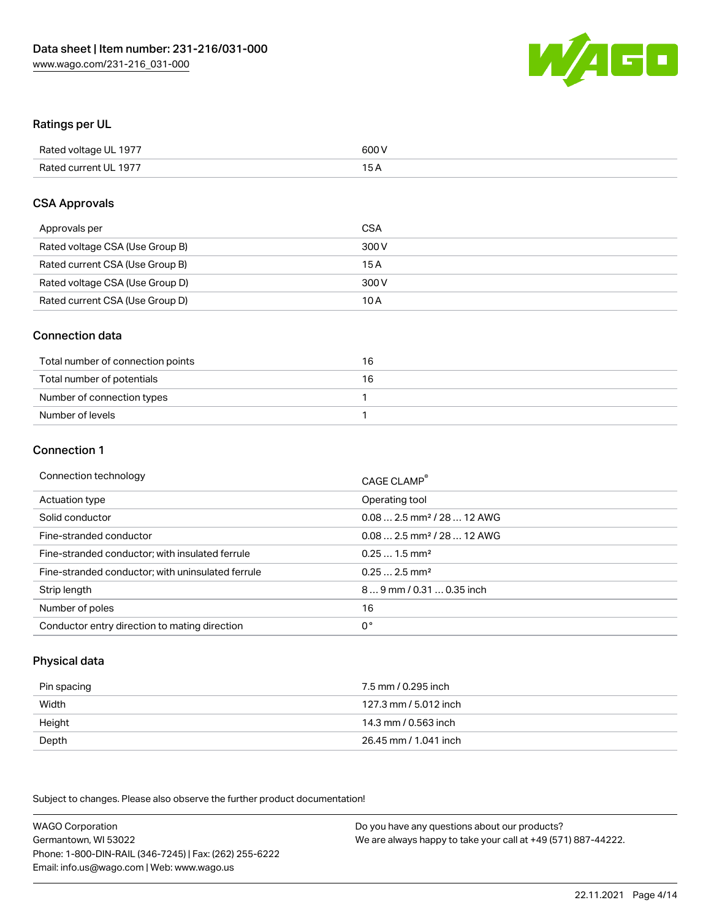## Ratings per UL

| | |
|---|---|
| Rated voltage UL 1977 | 600 V |
| Rated current UL 1977 | 15 A |

## CSA Approvals

| | |
|---|---|
| Approvals per | CSA |
| Rated voltage CSA (Use Group B) | 300 V |
| Rated current CSA (Use Group B) | 15 A |
| Rated voltage CSA (Use Group D) | 300 V |
| Rated current CSA (Use Group D) | 10 A |

## Connection data

| | |
|---|---|
| Total number of connection points | 16 |
| Total number of potentials | 16 |
| Number of connection types | 1 |
| Number of levels | 1 |

## Connection 1

| | |
|---|---|
| Connection technology | CAGE CLAMP® |
| Actuation type | Operating tool |
| Solid conductor | 0.08 … 2.5 mm² / 28 … 12 AWG |
| Fine-stranded conductor | 0.08 … 2.5 mm² / 28 … 12 AWG |
| Fine-stranded conductor; with insulated ferrule | 0.25 … 1.5 mm² |
| Fine-stranded conductor; with uninsulated ferrule | 0.25 … 2.5 mm² |
| Strip length | 8 … 9 mm / 0.31 … 0.35 inch |
| Number of poles | 16 |
| Conductor entry direction to mating direction | 0 ° |

## Physical data

| | |
|---|---|
| Pin spacing | 7.5 mm / 0.295 inch |
| Width | 127.3 mm / 5.012 inch |
| Height | 14.3 mm / 0.563 inch |
| Depth | 26.45 mm / 1.041 inch |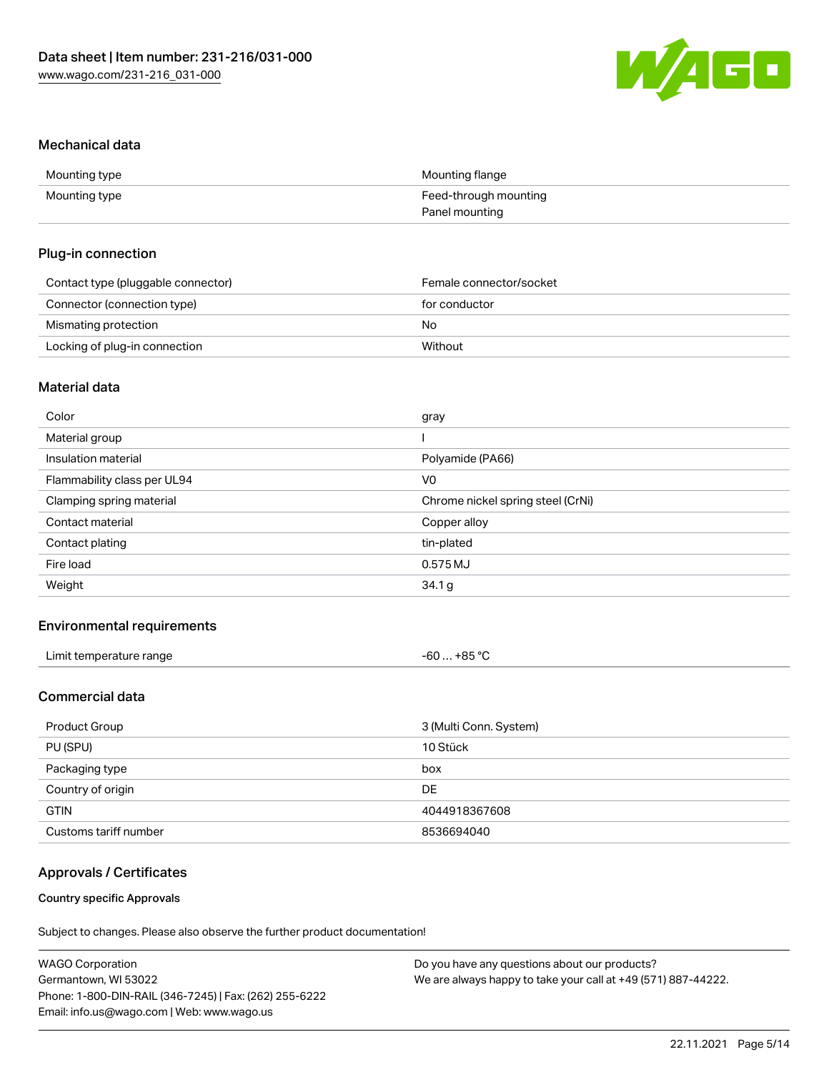## Mechanical data

| | |
|---|---|
| Mounting type | Mounting flange |
| Mounting type | Feed-through mounting<br>Panel mounting |

## Plug-in connection

| | |
|---|---|
| Contact type (pluggable connector) | Female connector/socket |
| Connector (connection type) | for conductor |
| Mismating protection | No |
| Locking of plug-in connection | Without |

## Material data

| | |
|---|---|
| Color | gray |
| Material group | I |
| Insulation material | Polyamide (PA66) |
| Flammability class per UL94 | V0 |
| Clamping spring material | Chrome nickel spring steel (CrNi) |
| Contact material | Copper alloy |
| Contact plating | tin-plated |
| Fire load | 0.575 MJ |
| Weight | 34.1 g |

## Environmental requirements

| | |
|---|---|
| Limit temperature range | -60 … +85 °C |

## Commercial data

| | |
|---|---|
| Product Group | 3 (Multi Conn. System) |
| PU (SPU) | 10 Stück |
| Packaging type | box |
| Country of origin | DE |
| GTIN | 4044918367608 |
| Customs tariff number | 8536694040 |

## Approvals / Certificates

### Country specific Approvals

Subject to changes. Please also observe the further product documentation!

WAGO Corporation
Germantown, WI 53022
Phone: 1-800-DIN-RAIL (346-7245) | Fax: (262) 255-6222
Email: info.us@wago.com | Web: www.wago.us

Do you have any questions about our products?
We are always happy to take your call at +49 (571) 887-44222.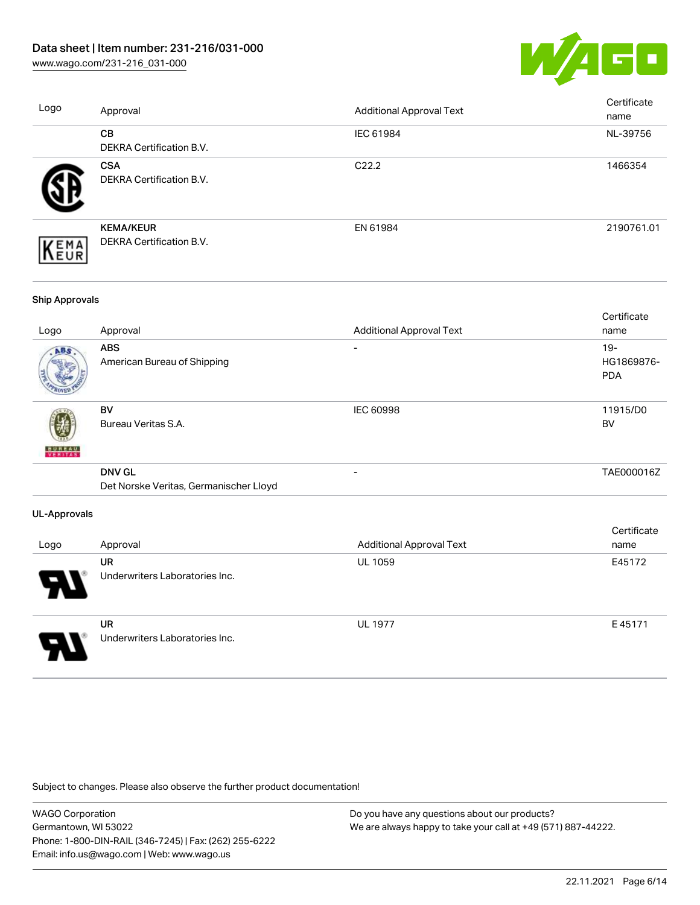| Logo | Approval | Additional Approval Text | Certificate name |
| --- | --- | --- | --- |
| | **CB**<br>DEKRA Certification B.V. | IEC 61984 | NL-39756 |
| | **CSA**<br>DEKRA Certification B.V. | C22.2 | 1466354 |
| | **KEMA/KEUR**<br>DEKRA Certification B.V. | EN 61984 | 2190761.01 |

**Ship Approvals**

| Logo | Approval | Additional Approval Text | Certificate name |
| --- | --- | --- | --- |
| | **ABS**<br>American Bureau of Shipping | - | 19-HG1869876-PDA |
| | **BV**<br>Bureau Veritas S.A. | IEC 60998 | 11915/D0 BV |
| | **DNV GL**<br>Det Norske Veritas, Germanischer Lloyd | - | TAE000016Z |

**UL-Approvals**

| Logo | Approval | Additional Approval Text | Certificate name |
| --- | --- | --- | --- |
| | **UR**<br>Underwriters Laboratories Inc. | UL 1059 | E45172 |
| | **UR**<br>Underwriters Laboratories Inc. | UL 1977 | E 45171 |

Subject to changes. Please also observe the further product documentation!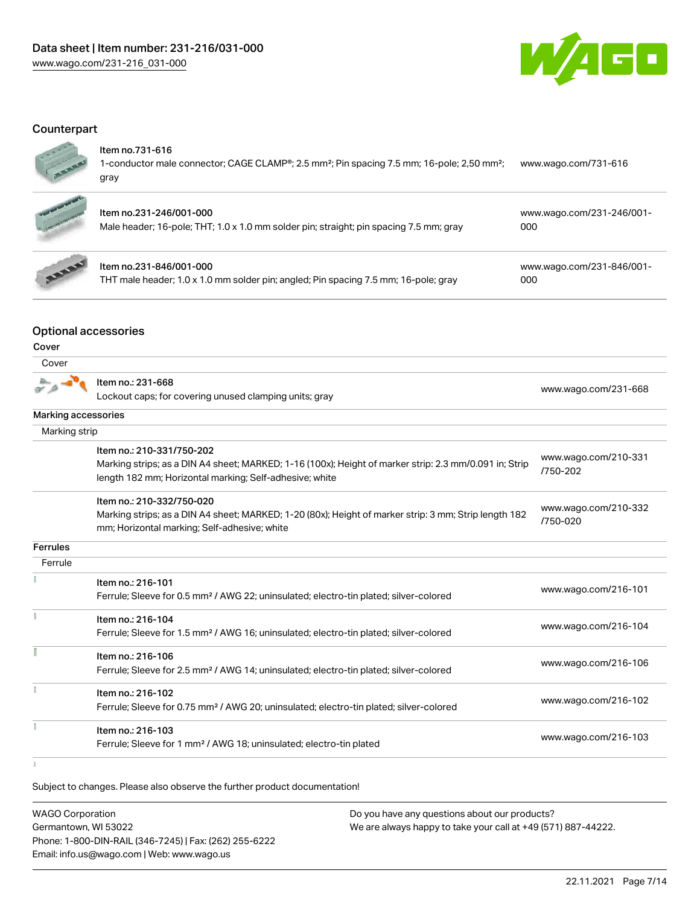## Counterpart

| Item | Description | Link |
|---|---|---|
| Item no.731-616 | 1-conductor male connector; CAGE CLAMP®; 2.5 mm²; Pin spacing 7.5 mm; 16-pole; 2,50 mm²; gray | www.wago.com/731-616 |
| Item no.231-246/001-000 | Male header; 16-pole; THT; 1.0 x 1.0 mm solder pin; straight; pin spacing 7.5 mm; gray | www.wago.com/231-246/001-000 |
| Item no.231-846/001-000 | THT male header; 1.0 x 1.0 mm solder pin; angled; Pin spacing 7.5 mm; 16-pole; gray | www.wago.com/231-846/001-000 |

## Optional accessories

### Cover

**Cover**

| Item | Link |
|---|---|
| Item no.: 231-668<br>Lockout caps; for covering unused clamping units; gray | www.wago.com/231-668 |

### Marking accessories

**Marking strip**

| Item | Link |
|---|---|
| Item no.: 210-331/750-202<br>Marking strips; as a DIN A4 sheet; MARKED; 1-16 (100x); Height of marker strip: 2.3 mm/0.091 in; Strip length 182 mm; Horizontal marking; Self-adhesive; white | www.wago.com/210-331/750-202 |
| Item no.: 210-332/750-020<br>Marking strips; as a DIN A4 sheet; MARKED; 1-20 (80x); Height of marker strip: 3 mm; Strip length 182 mm; Horizontal marking; Self-adhesive; white | www.wago.com/210-332/750-020 |

### Ferrules

**Ferrule**

| Item | Link |
|---|---|
| Item no.: 216-101<br>Ferrule; Sleeve for 0.5 mm² / AWG 22; uninsulated; electro-tin plated; silver-colored | www.wago.com/216-101 |
| Item no.: 216-104<br>Ferrule; Sleeve for 1.5 mm² / AWG 16; uninsulated; electro-tin plated; silver-colored | www.wago.com/216-104 |
| Item no.: 216-106<br>Ferrule; Sleeve for 2.5 mm² / AWG 14; uninsulated; electro-tin plated; silver-colored | www.wago.com/216-106 |
| Item no.: 216-102<br>Ferrule; Sleeve for 0.75 mm² / AWG 20; uninsulated; electro-tin plated; silver-colored | www.wago.com/216-102 |
| Item no.: 216-103<br>Ferrule; Sleeve for 1 mm² / AWG 18; uninsulated; electro-tin plated | www.wago.com/216-103 |

Subject to changes. Please also observe the further product documentation!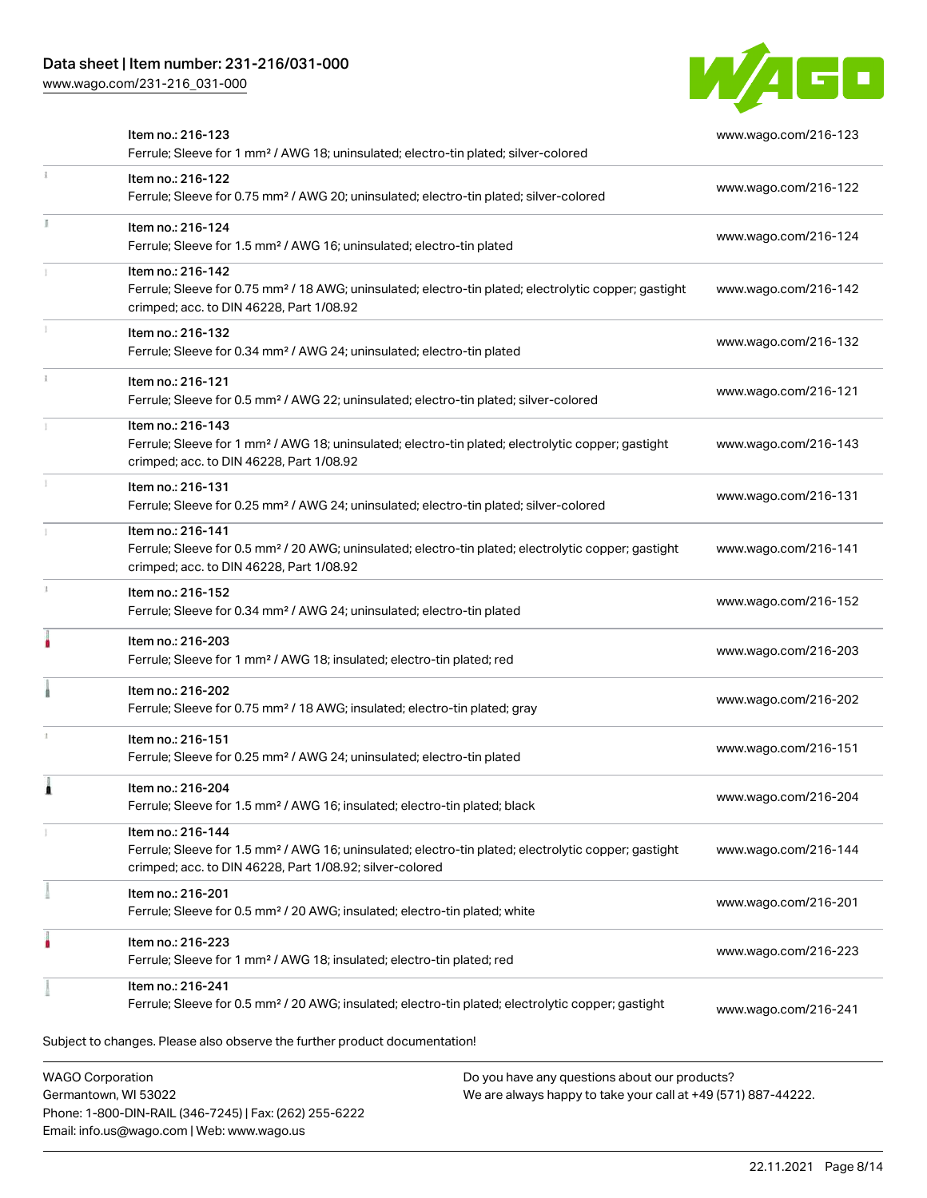| | | |
|---|---|---|
| | Item no.: 216-123<br>Ferrule; Sleeve for 1 mm² / AWG 18; uninsulated; electro-tin plated; silver-colored | www.wago.com/216-123 |
| | Item no.: 216-122<br>Ferrule; Sleeve for 0.75 mm² / AWG 20; uninsulated; electro-tin plated; silver-colored | www.wago.com/216-122 |
| | Item no.: 216-124<br>Ferrule; Sleeve for 1.5 mm² / AWG 16; uninsulated; electro-tin plated | www.wago.com/216-124 |
| | Item no.: 216-142<br>Ferrule; Sleeve for 0.75 mm² / 18 AWG; uninsulated; electro-tin plated; electrolytic copper; gastight crimped; acc. to DIN 46228, Part 1/08.92 | www.wago.com/216-142 |
| | Item no.: 216-132<br>Ferrule; Sleeve for 0.34 mm² / AWG 24; uninsulated; electro-tin plated | www.wago.com/216-132 |
| | Item no.: 216-121<br>Ferrule; Sleeve for 0.5 mm² / AWG 22; uninsulated; electro-tin plated; silver-colored | www.wago.com/216-121 |
| | Item no.: 216-143<br>Ferrule; Sleeve for 1 mm² / AWG 18; uninsulated; electro-tin plated; electrolytic copper; gastight crimped; acc. to DIN 46228, Part 1/08.92 | www.wago.com/216-143 |
| | Item no.: 216-131<br>Ferrule; Sleeve for 0.25 mm² / AWG 24; uninsulated; electro-tin plated; silver-colored | www.wago.com/216-131 |
| | Item no.: 216-141<br>Ferrule; Sleeve for 0.5 mm² / 20 AWG; uninsulated; electro-tin plated; electrolytic copper; gastight crimped; acc. to DIN 46228, Part 1/08.92 | www.wago.com/216-141 |
| | Item no.: 216-152<br>Ferrule; Sleeve for 0.34 mm² / AWG 24; uninsulated; electro-tin plated | www.wago.com/216-152 |
| | Item no.: 216-203<br>Ferrule; Sleeve for 1 mm² / AWG 18; insulated; electro-tin plated; red | www.wago.com/216-203 |
| | Item no.: 216-202<br>Ferrule; Sleeve for 0.75 mm² / 18 AWG; insulated; electro-tin plated; gray | www.wago.com/216-202 |
| | Item no.: 216-151<br>Ferrule; Sleeve for 0.25 mm² / AWG 24; uninsulated; electro-tin plated | www.wago.com/216-151 |
| | Item no.: 216-204<br>Ferrule; Sleeve for 1.5 mm² / AWG 16; insulated; electro-tin plated; black | www.wago.com/216-204 |
| | Item no.: 216-144<br>Ferrule; Sleeve for 1.5 mm² / AWG 16; uninsulated; electro-tin plated; electrolytic copper; gastight crimped; acc. to DIN 46228, Part 1/08.92; silver-colored | www.wago.com/216-144 |
| | Item no.: 216-201<br>Ferrule; Sleeve for 0.5 mm² / 20 AWG; insulated; electro-tin plated; white | www.wago.com/216-201 |
| | Item no.: 216-223<br>Ferrule; Sleeve for 1 mm² / AWG 18; insulated; electro-tin plated; red | www.wago.com/216-223 |
| | Item no.: 216-241<br>Ferrule; Sleeve for 0.5 mm² / 20 AWG; insulated; electro-tin plated; electrolytic copper; gastight | www.wago.com/216-241 |

Subject to changes. Please also observe the further product documentation!

WAGO Corporation
Germantown, WI 53022
Phone: 1-800-DIN-RAIL (346-7245) | Fax: (262) 255-6222
Email: info.us@wago.com | Web: www.wago.us

Do you have any questions about our products?
We are always happy to take your call at +49 (571) 887-44222.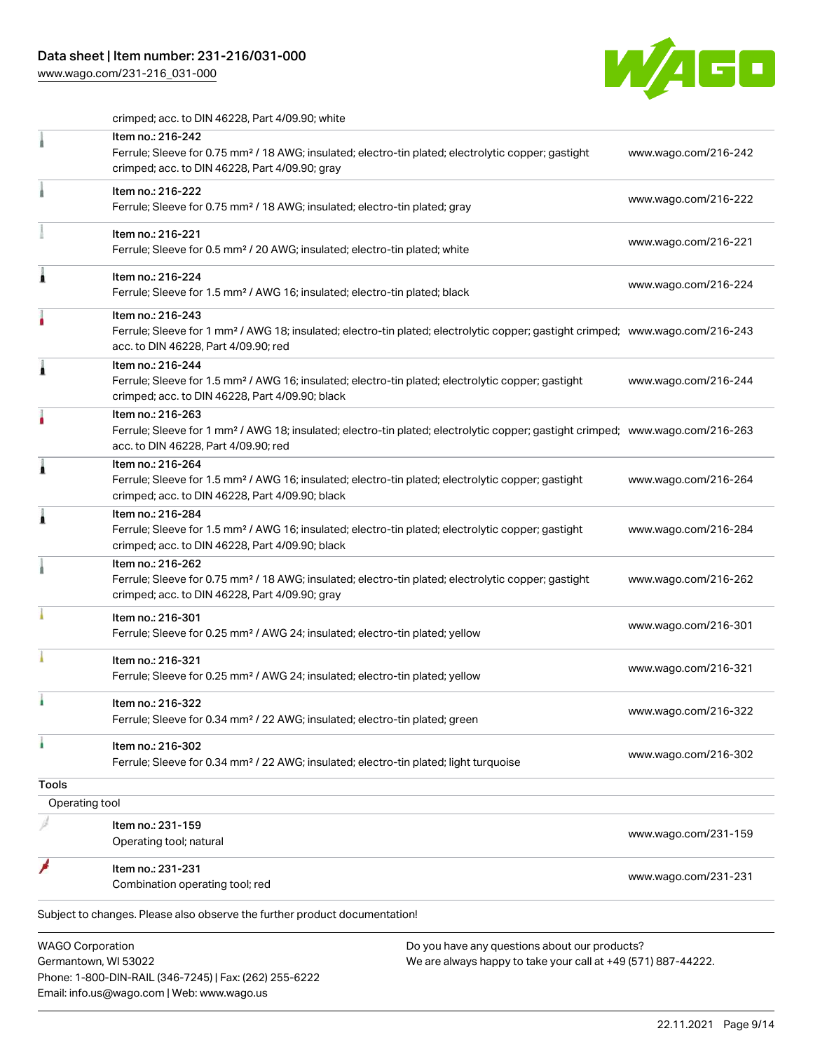crimped; acc. to DIN 46228, Part 4/09.90; white

| Item | Link |
| --- | --- |
| Item no.: 216-242<br>Ferrule; Sleeve for 0.75 mm² / 18 AWG; insulated; electro-tin plated; electrolytic copper; gastight crimped; acc. to DIN 46228, Part 4/09.90; gray | www.wago.com/216-242 |
| Item no.: 216-222<br>Ferrule; Sleeve for 0.75 mm² / 18 AWG; insulated; electro-tin plated; gray | www.wago.com/216-222 |
| Item no.: 216-221<br>Ferrule; Sleeve for 0.5 mm² / 20 AWG; insulated; electro-tin plated; white | www.wago.com/216-221 |
| Item no.: 216-224<br>Ferrule; Sleeve for 1.5 mm² / AWG 16; insulated; electro-tin plated; black | www.wago.com/216-224 |
| Item no.: 216-243<br>Ferrule; Sleeve for 1 mm² / AWG 18; insulated; electro-tin plated; electrolytic copper; gastight crimped; acc. to DIN 46228, Part 4/09.90; red | www.wago.com/216-243 |
| Item no.: 216-244<br>Ferrule; Sleeve for 1.5 mm² / AWG 16; insulated; electro-tin plated; electrolytic copper; gastight crimped; acc. to DIN 46228, Part 4/09.90; black | www.wago.com/216-244 |
| Item no.: 216-263<br>Ferrule; Sleeve for 1 mm² / AWG 18; insulated; electro-tin plated; electrolytic copper; gastight crimped; acc. to DIN 46228, Part 4/09.90; red | www.wago.com/216-263 |
| Item no.: 216-264<br>Ferrule; Sleeve for 1.5 mm² / AWG 16; insulated; electro-tin plated; electrolytic copper; gastight crimped; acc. to DIN 46228, Part 4/09.90; black | www.wago.com/216-264 |
| Item no.: 216-284<br>Ferrule; Sleeve for 1.5 mm² / AWG 16; insulated; electro-tin plated; electrolytic copper; gastight crimped; acc. to DIN 46228, Part 4/09.90; black | www.wago.com/216-284 |
| Item no.: 216-262<br>Ferrule; Sleeve for 0.75 mm² / 18 AWG; insulated; electro-tin plated; electrolytic copper; gastight crimped; acc. to DIN 46228, Part 4/09.90; gray | www.wago.com/216-262 |
| Item no.: 216-301<br>Ferrule; Sleeve for 0.25 mm² / AWG 24; insulated; electro-tin plated; yellow | www.wago.com/216-301 |
| Item no.: 216-321<br>Ferrule; Sleeve for 0.25 mm² / AWG 24; insulated; electro-tin plated; yellow | www.wago.com/216-321 |
| Item no.: 216-322<br>Ferrule; Sleeve for 0.34 mm² / 22 AWG; insulated; electro-tin plated; green | www.wago.com/216-322 |
| Item no.: 216-302<br>Ferrule; Sleeve for 0.34 mm² / 22 AWG; insulated; electro-tin plated; light turquoise | www.wago.com/216-302 |

## Tools

### Operating tool

| Item | Link |
| --- | --- |
| Item no.: 231-159<br>Operating tool; natural | www.wago.com/231-159 |
| Item no.: 231-231<br>Combination operating tool; red | www.wago.com/231-231 |

Subject to changes. Please also observe the further product documentation!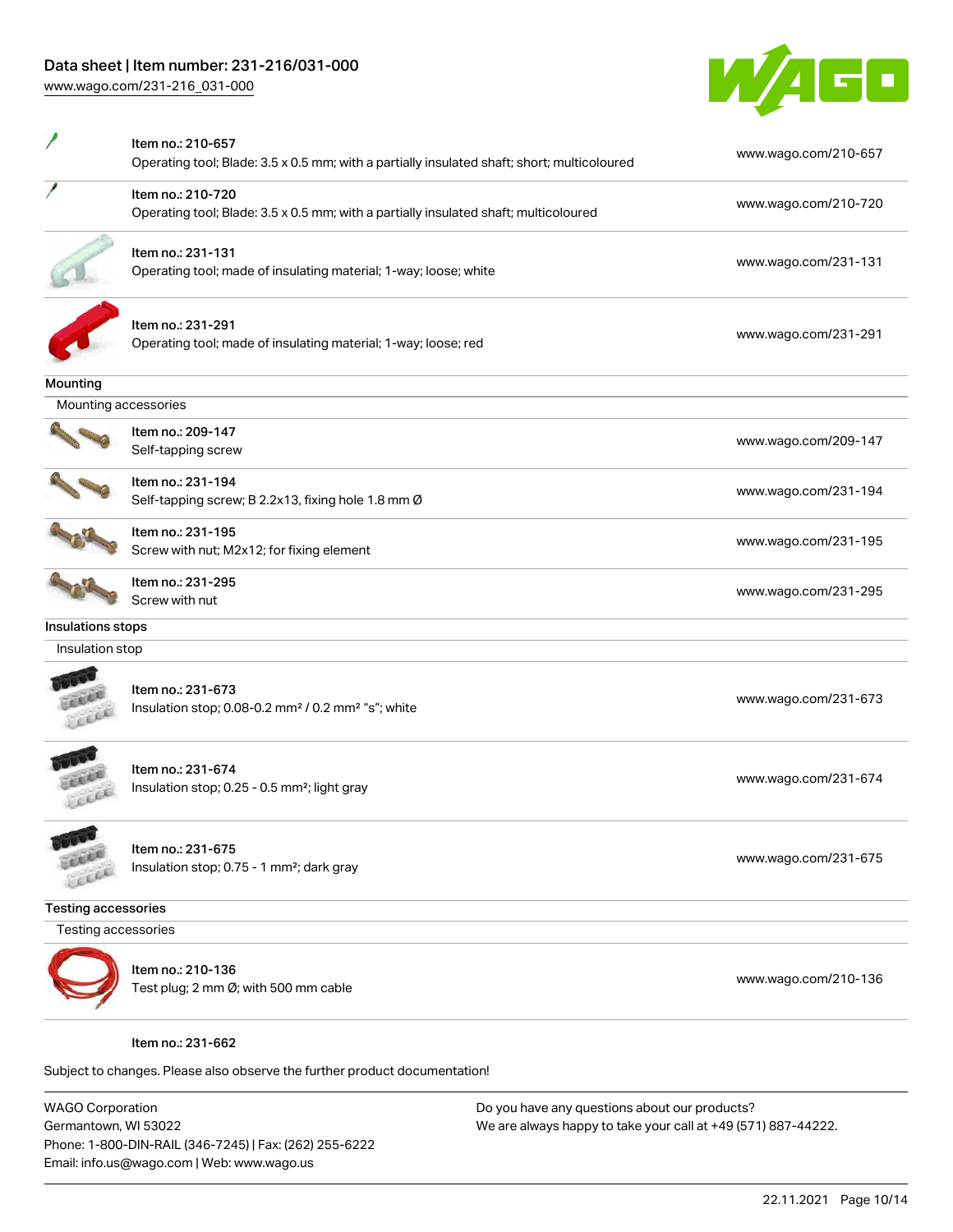| Item | Description | Link |
| --- | --- | --- |
| Item no.: 210-657 | Operating tool; Blade: 3.5 x 0.5 mm; with a partially insulated shaft; short; multicoloured | www.wago.com/210-657 |
| Item no.: 210-720 | Operating tool; Blade: 3.5 x 0.5 mm; with a partially insulated shaft; multicoloured | www.wago.com/210-720 |
| Item no.: 231-131 | Operating tool; made of insulating material; 1-way; loose; white | www.wago.com/231-131 |
| Item no.: 231-291 | Operating tool; made of insulating material; 1-way; loose; red | www.wago.com/231-291 |

### Mounting

Mounting accessories

| Item | Description | Link |
| --- | --- | --- |
| Item no.: 209-147 | Self-tapping screw | www.wago.com/209-147 |
| Item no.: 231-194 | Self-tapping screw; B 2.2x13, fixing hole 1.8 mm Ø | www.wago.com/231-194 |
| Item no.: 231-195 | Screw with nut; M2x12; for fixing element | www.wago.com/231-195 |
| Item no.: 231-295 | Screw with nut | www.wago.com/231-295 |

### Insulations stops

Insulation stop

| Item | Description | Link |
| --- | --- | --- |
| Item no.: 231-673 | Insulation stop; 0.08-0.2 mm² / 0.2 mm² "s"; white | www.wago.com/231-673 |
| Item no.: 231-674 | Insulation stop; 0.25 - 0.5 mm²; light gray | www.wago.com/231-674 |
| Item no.: 231-675 | Insulation stop; 0.75 - 1 mm²; dark gray | www.wago.com/231-675 |

### Testing accessories

Testing accessories

| Item | Description | Link |
| --- | --- | --- |
| Item no.: 210-136 | Test plug; 2 mm Ø; with 500 mm cable | www.wago.com/210-136 |
| Item no.: 231-662 | | |

Subject to changes. Please also observe the further product documentation!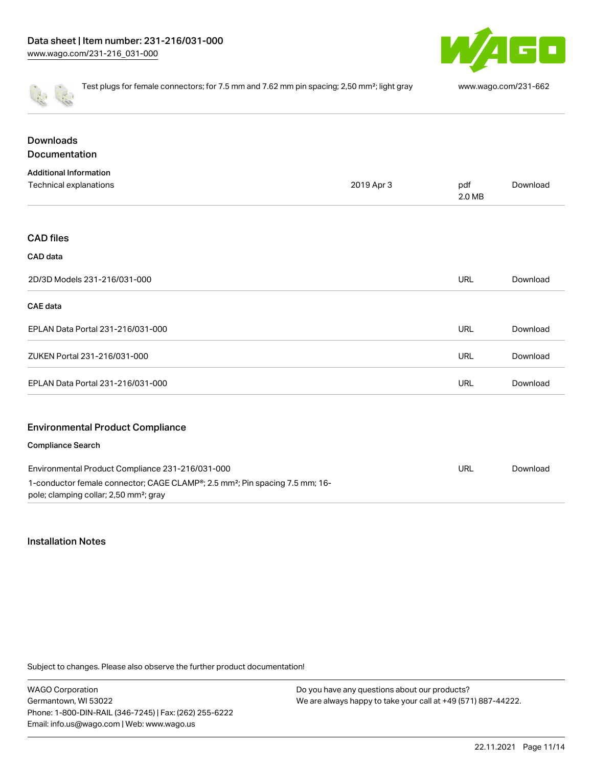Test plugs for female connectors; for 7.5 mm and 7.62 mm pin spacing; 2,50 mm²; light gray | www.wago.com/231-662

## Downloads

## Documentation

### Additional Information

| | | | |
|---|---|---|---|
| Technical explanations | 2019 Apr 3 | pdf 2.0 MB | Download |

## CAD files

### CAD data

| | | |
|---|---|---|
| 2D/3D Models 231-216/031-000 | URL | Download |

### CAE data

| | | |
|---|---|---|
| EPLAN Data Portal 231-216/031-000 | URL | Download |
| ZUKEN Portal 231-216/031-000 | URL | Download |
| EPLAN Data Portal 231-216/031-000 | URL | Download |

## Environmental Product Compliance

### Compliance Search

| | | |
|---|---|---|
| Environmental Product Compliance 231-216/031-000<br>1-conductor female connector; CAGE CLAMP®; 2.5 mm²; Pin spacing 7.5 mm; 16-pole; clamping collar; 2,50 mm²; gray | URL | Download |

## Installation Notes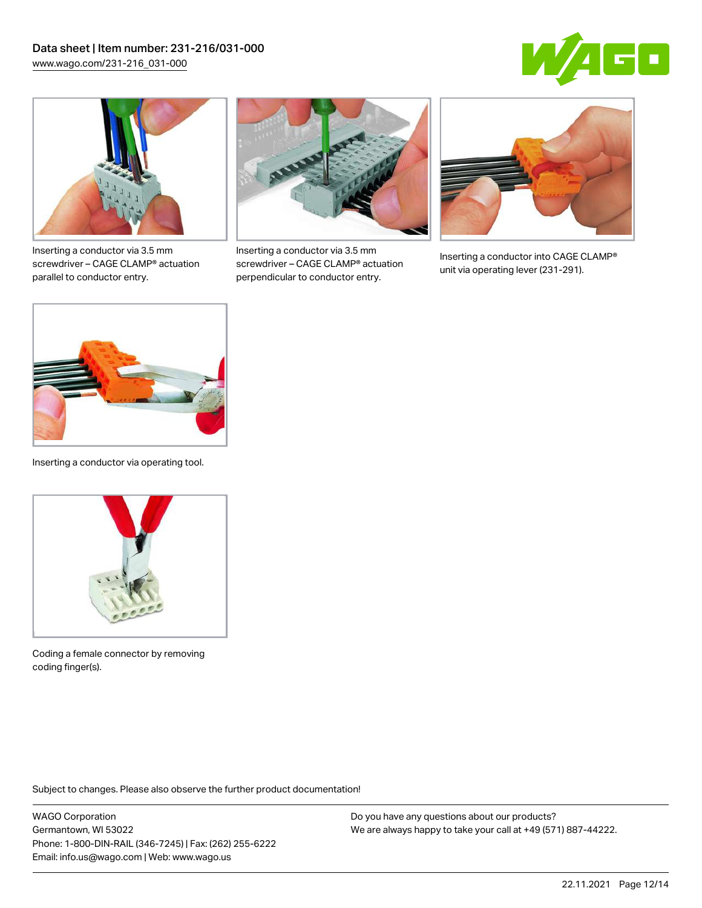Inserting a conductor via 3.5 mm screwdriver – CAGE CLAMP® actuation parallel to conductor entry.

Inserting a conductor via 3.5 mm screwdriver – CAGE CLAMP® actuation perpendicular to conductor entry.

Inserting a conductor into CAGE CLAMP® unit via operating lever (231-291).

Inserting a conductor via operating tool.

Coding a female connector by removing coding finger(s).

Subject to changes. Please also observe the further product documentation!

WAGO Corporation
Germantown, WI 53022
Phone: 1-800-DIN-RAIL (346-7245) | Fax: (262) 255-6222
Email: info.us@wago.com | Web: www.wago.us

Do you have any questions about our products?
We are always happy to take your call at +49 (571) 887-44222.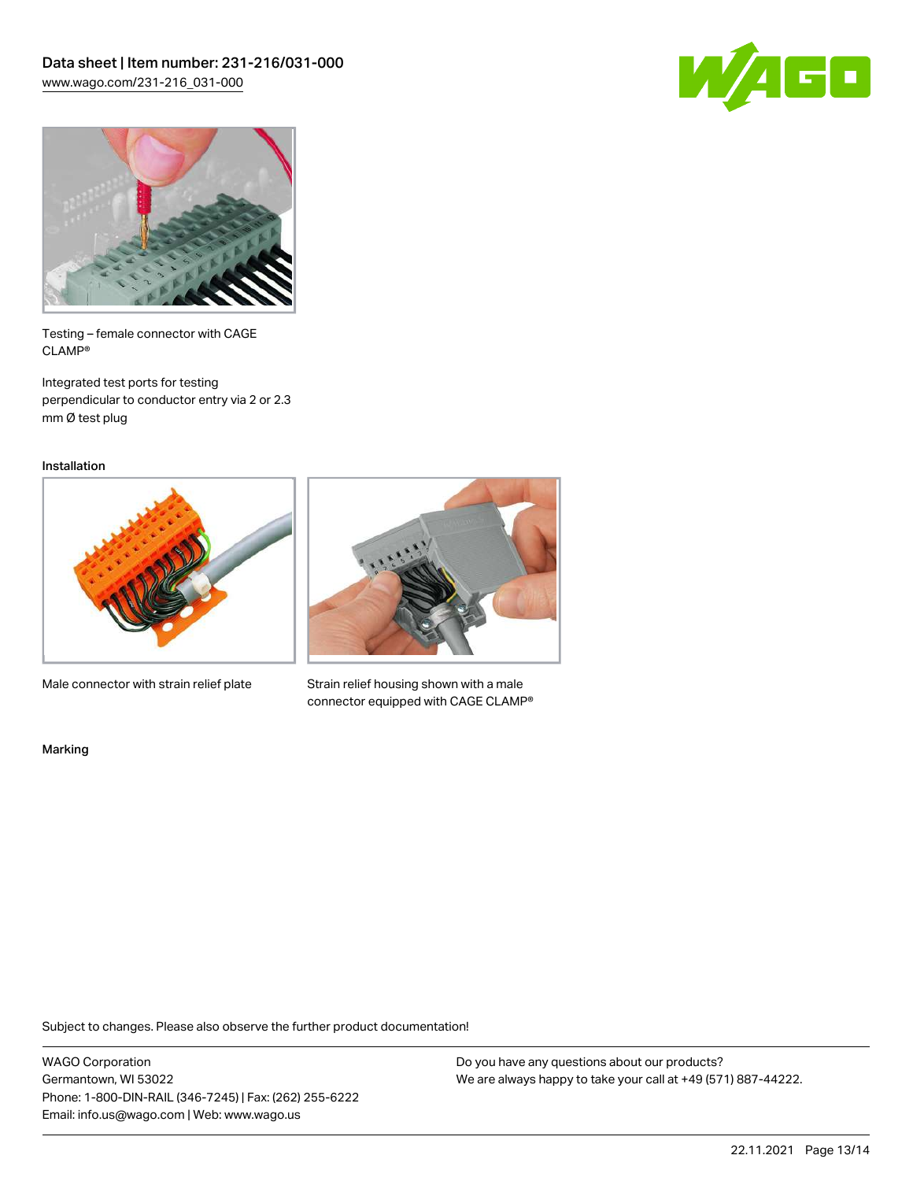Testing – female connector with CAGE CLAMP®

Integrated test ports for testing perpendicular to conductor entry via 2 or 2.3 mm Ø test plug

### Installation

Male connector with strain relief plate

Strain relief housing shown with a male connector equipped with CAGE CLAMP®

### Marking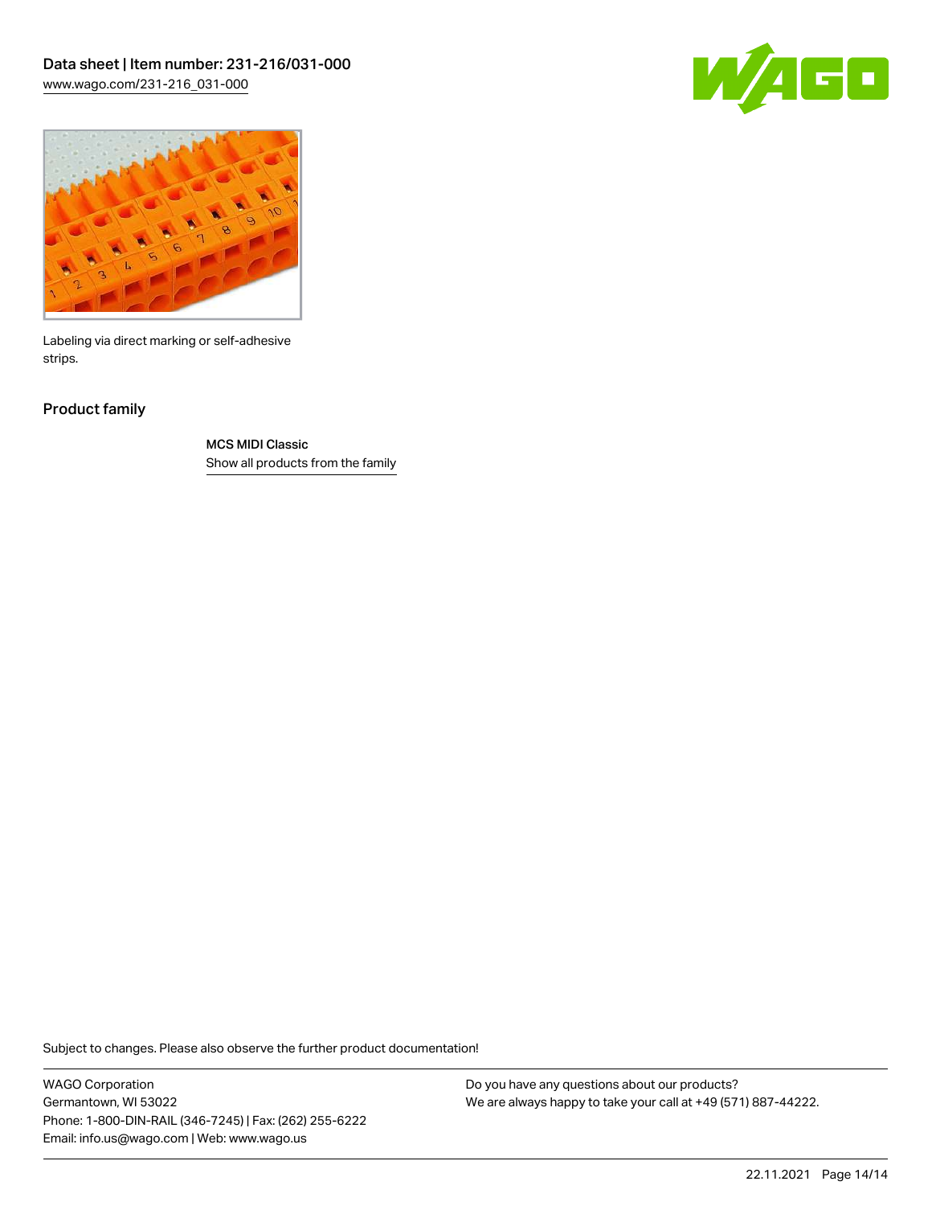Labeling via direct marking or self-adhesive strips.

## Product family

**MCS MIDI Classic**
Show all products from the family

Subject to changes. Please also observe the further product documentation!

WAGO Corporation
Germantown, WI 53022
Phone: 1-800-DIN-RAIL (346-7245) | Fax: (262) 255-6222
Email: info.us@wago.com | Web: www.wago.us

Do you have any questions about our products?
We are always happy to take your call at +49 (571) 887-44222.